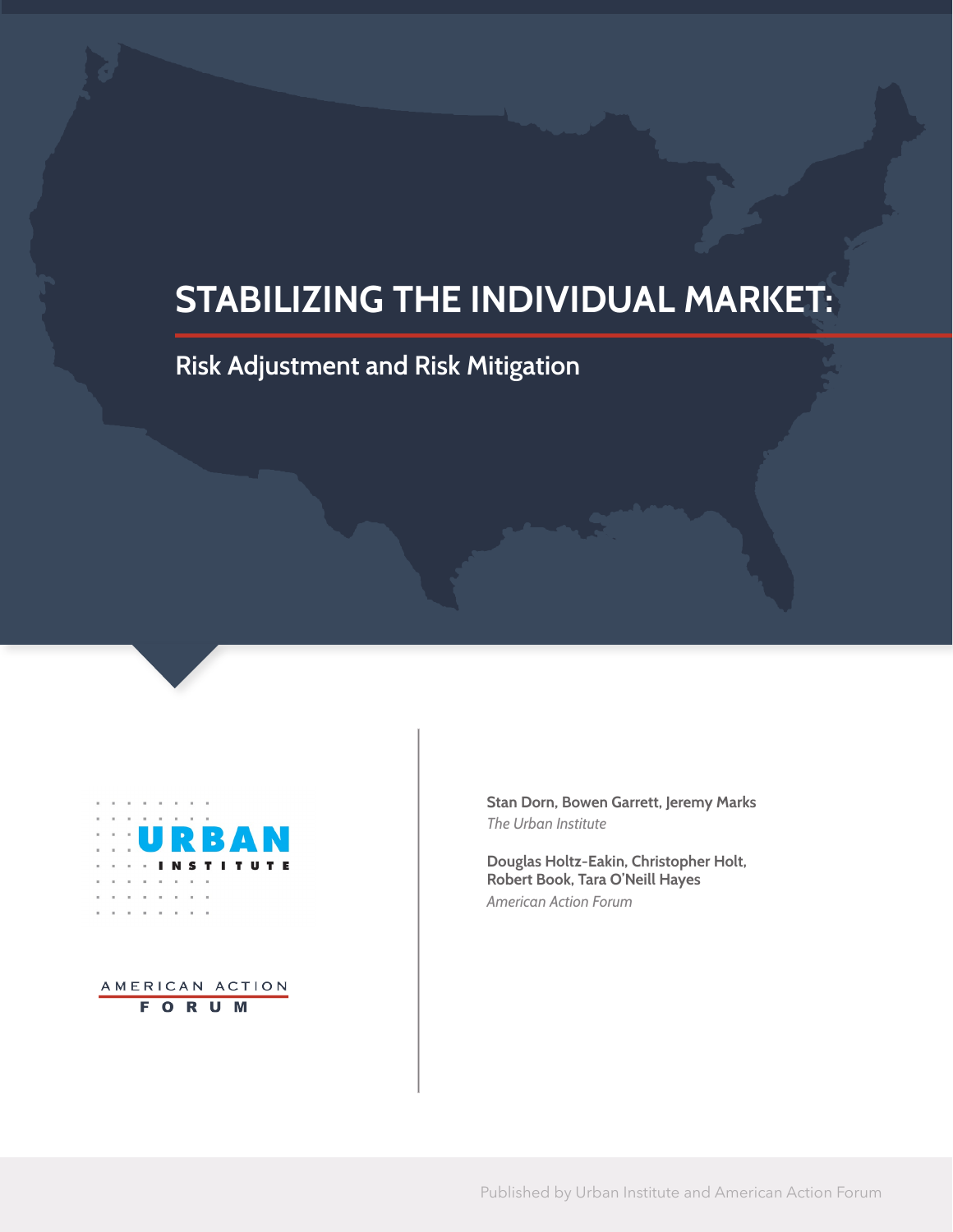# STABILIZING THE INDIVIDUAL MARKET:

## Risk Adjustment and Risk Mitigation

URBAN INSTITUTE

AMERICAN ACTION FORUM

**Stan Dorn, Bowen Garrett, Jeremy Marks**
*The Urban Institute*

**Douglas Holtz-Eakin, Christopher Holt, Robert Book, Tara O'Neill Hayes**
*American Action Forum*

Published by Urban Institute and American Action Forum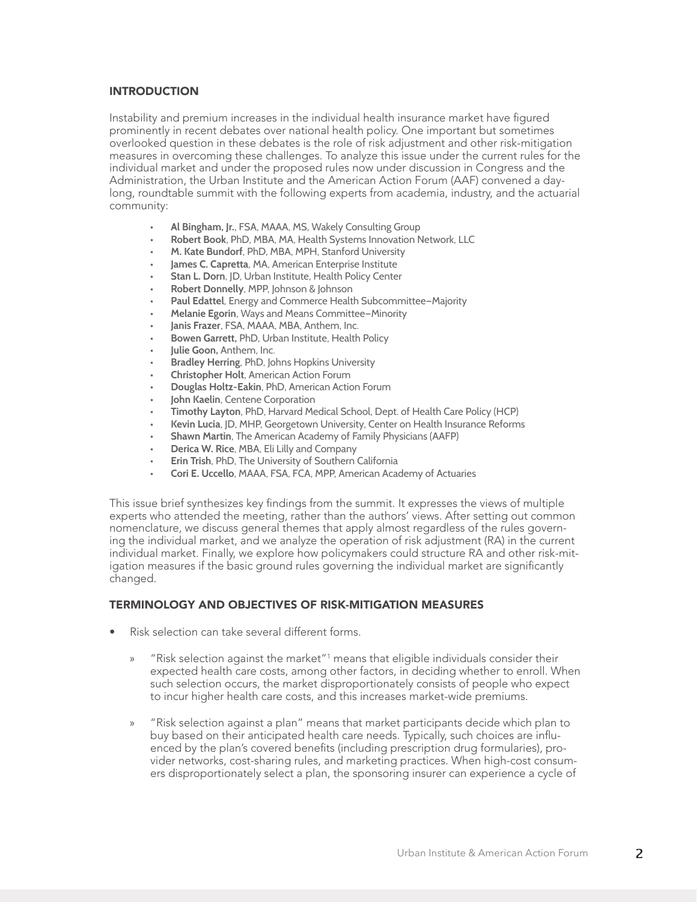## INTRODUCTION

Instability and premium increases in the individual health insurance market have figured prominently in recent debates over national health policy. One important but sometimes overlooked question in these debates is the role of risk adjustment and other risk-mitigation measures in overcoming these challenges. To analyze this issue under the current rules for the individual market and under the proposed rules now under discussion in Congress and the Administration, the Urban Institute and the American Action Forum (AAF) convened a day-long, roundtable summit with the following experts from academia, industry, and the actuarial community:

- **Al Bingham, Jr.**, FSA, MAAA, MS, Wakely Consulting Group
- **Robert Book**, PhD, MBA, MA, Health Systems Innovation Network, LLC
- **M. Kate Bundorf**, PhD, MBA, MPH, Stanford University
- **James C. Capretta**, MA, American Enterprise Institute
- **Stan L. Dorn**, JD, Urban Institute, Health Policy Center
- **Robert Donnelly**, MPP, Johnson & Johnson
- **Paul Edattel**, Energy and Commerce Health Subcommittee–Majority
- **Melanie Egorin**, Ways and Means Committee–Minority
- **Janis Frazer**, FSA, MAAA, MBA, Anthem, Inc.
- **Bowen Garrett,** PhD, Urban Institute, Health Policy
- **Julie Goon,** Anthem, Inc.
- **Bradley Herring**, PhD, Johns Hopkins University
- **Christopher Holt**, American Action Forum
- **Douglas Holtz-Eakin**, PhD, American Action Forum
- **John Kaelin**, Centene Corporation
- **Timothy Layton**, PhD, Harvard Medical School, Dept. of Health Care Policy (HCP)
- **Kevin Lucia**, JD, MHP, Georgetown University, Center on Health Insurance Reforms
- **Shawn Martin**, The American Academy of Family Physicians (AAFP)
- **Derica W. Rice**, MBA, Eli Lilly and Company
- **Erin Trish**, PhD, The University of Southern California
- **Cori E. Uccello**, MAAA, FSA, FCA, MPP, American Academy of Actuaries

This issue brief synthesizes key findings from the summit. It expresses the views of multiple experts who attended the meeting, rather than the authors' views. After setting out common nomenclature, we discuss general themes that apply almost regardless of the rules governing the individual market, and we analyze the operation of risk adjustment (RA) in the current individual market. Finally, we explore how policymakers could structure RA and other risk-mitigation measures if the basic ground rules governing the individual market are significantly changed.

## TERMINOLOGY AND OBJECTIVES OF RISK-MITIGATION MEASURES

- Risk selection can take several different forms.
  - "Risk selection against the market"[1] means that eligible individuals consider their expected health care costs, among other factors, in deciding whether to enroll. When such selection occurs, the market disproportionately consists of people who expect to incur higher health care costs, and this increases market-wide premiums.
  - "Risk selection against a plan" means that market participants decide which plan to buy based on their anticipated health care needs. Typically, such choices are influenced by the plan's covered benefits (including prescription drug formularies), provider networks, cost-sharing rules, and marketing practices. When high-cost consumers disproportionately select a plan, the sponsoring insurer can experience a cycle of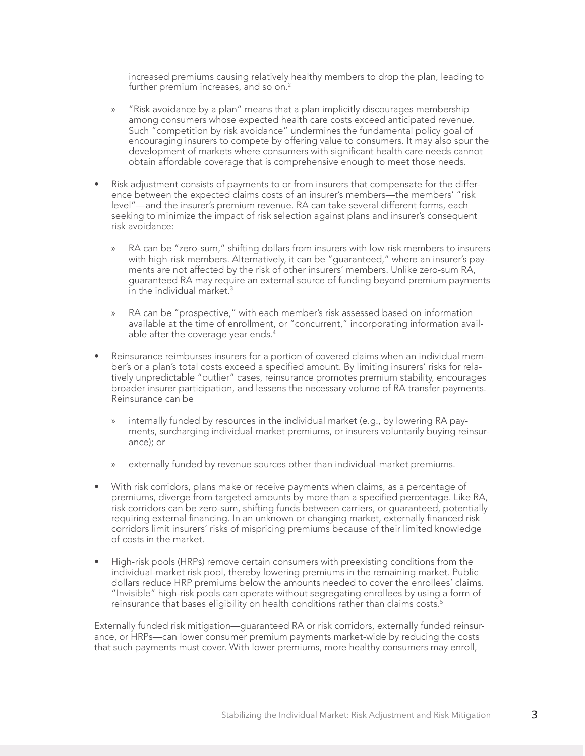increased premiums causing relatively healthy members to drop the plan, leading to further premium increases, and so on.[2]

  - "Risk avoidance by a plan" means that a plan implicitly discourages membership among consumers whose expected health care costs exceed anticipated revenue. Such "competition by risk avoidance" undermines the fundamental policy goal of encouraging insurers to compete by offering value to consumers. It may also spur the development of markets where consumers with significant health care needs cannot obtain affordable coverage that is comprehensive enough to meet those needs.

- Risk adjustment consists of payments to or from insurers that compensate for the difference between the expected claims costs of an insurer's members—the members' "risk level"—and the insurer's premium revenue. RA can take several different forms, each seeking to minimize the impact of risk selection against plans and insurer's consequent risk avoidance:

  - RA can be "zero-sum," shifting dollars from insurers with low-risk members to insurers with high-risk members. Alternatively, it can be "guaranteed," where an insurer's payments are not affected by the risk of other insurers' members. Unlike zero-sum RA, guaranteed RA may require an external source of funding beyond premium payments in the individual market.[3]

  - RA can be "prospective," with each member's risk assessed based on information available at the time of enrollment, or "concurrent," incorporating information available after the coverage year ends.[4]

- Reinsurance reimburses insurers for a portion of covered claims when an individual member's or a plan's total costs exceed a specified amount. By limiting insurers' risks for relatively unpredictable "outlier" cases, reinsurance promotes premium stability, encourages broader insurer participation, and lessens the necessary volume of RA transfer payments. Reinsurance can be

  - internally funded by resources in the individual market (e.g., by lowering RA payments, surcharging individual-market premiums, or insurers voluntarily buying reinsurance); or

  - externally funded by revenue sources other than individual-market premiums.

- With risk corridors, plans make or receive payments when claims, as a percentage of premiums, diverge from targeted amounts by more than a specified percentage. Like RA, risk corridors can be zero-sum, shifting funds between carriers, or guaranteed, potentially requiring external financing. In an unknown or changing market, externally financed risk corridors limit insurers' risks of mispricing premiums because of their limited knowledge of costs in the market.

- High-risk pools (HRPs) remove certain consumers with preexisting conditions from the individual-market risk pool, thereby lowering premiums in the remaining market. Public dollars reduce HRP premiums below the amounts needed to cover the enrollees' claims. "Invisible" high-risk pools can operate without segregating enrollees by using a form of reinsurance that bases eligibility on health conditions rather than claims costs.[5]

Externally funded risk mitigation—guaranteed RA or risk corridors, externally funded reinsurance, or HRPs—can lower consumer premium payments market-wide by reducing the costs that such payments must cover. With lower premiums, more healthy consumers may enroll,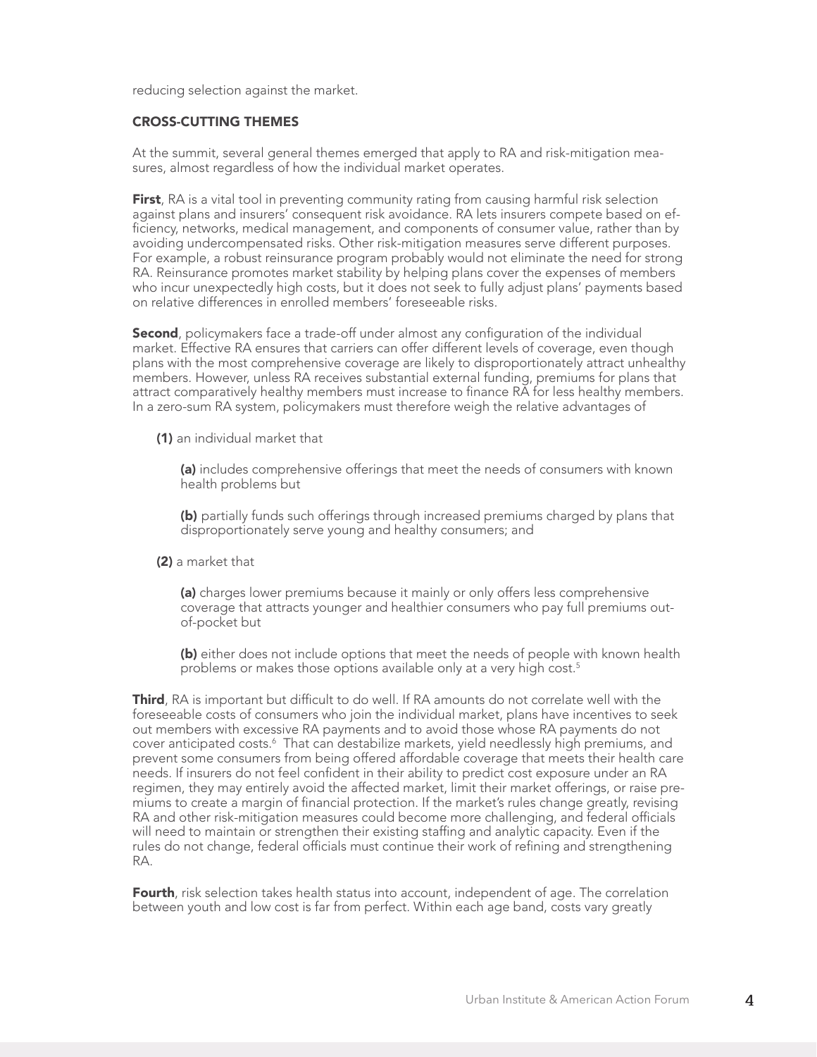reducing selection against the market.

### CROSS-CUTTING THEMES

At the summit, several general themes emerged that apply to RA and risk-mitigation measures, almost regardless of how the individual market operates.

**First**, RA is a vital tool in preventing community rating from causing harmful risk selection against plans and insurers' consequent risk avoidance. RA lets insurers compete based on efficiency, networks, medical management, and components of consumer value, rather than by avoiding undercompensated risks. Other risk-mitigation measures serve different purposes. For example, a robust reinsurance program probably would not eliminate the need for strong RA. Reinsurance promotes market stability by helping plans cover the expenses of members who incur unexpectedly high costs, but it does not seek to fully adjust plans' payments based on relative differences in enrolled members' foreseeable risks.

**Second**, policymakers face a trade-off under almost any configuration of the individual market. Effective RA ensures that carriers can offer different levels of coverage, even though plans with the most comprehensive coverage are likely to disproportionately attract unhealthy members. However, unless RA receives substantial external funding, premiums for plans that attract comparatively healthy members must increase to finance RA for less healthy members. In a zero-sum RA system, policymakers must therefore weigh the relative advantages of

**(1)** an individual market that

**(a)** includes comprehensive offerings that meet the needs of consumers with known health problems but

**(b)** partially funds such offerings through increased premiums charged by plans that disproportionately serve young and healthy consumers; and

**(2)** a market that

**(a)** charges lower premiums because it mainly or only offers less comprehensive coverage that attracts younger and healthier consumers who pay full premiums out-of-pocket but

**(b)** either does not include options that meet the needs of people with known health problems or makes those options available only at a very high cost.[5]

**Third**, RA is important but difficult to do well. If RA amounts do not correlate well with the foreseeable costs of consumers who join the individual market, plans have incentives to seek out members with excessive RA payments and to avoid those whose RA payments do not cover anticipated costs.[6] That can destabilize markets, yield needlessly high premiums, and prevent some consumers from being offered affordable coverage that meets their health care needs. If insurers do not feel confident in their ability to predict cost exposure under an RA regimen, they may entirely avoid the affected market, limit their market offerings, or raise premiums to create a margin of financial protection. If the market's rules change greatly, revising RA and other risk-mitigation measures could become more challenging, and federal officials will need to maintain or strengthen their existing staffing and analytic capacity. Even if the rules do not change, federal officials must continue their work of refining and strengthening RA.

**Fourth**, risk selection takes health status into account, independent of age. The correlation between youth and low cost is far from perfect. Within each age band, costs vary greatly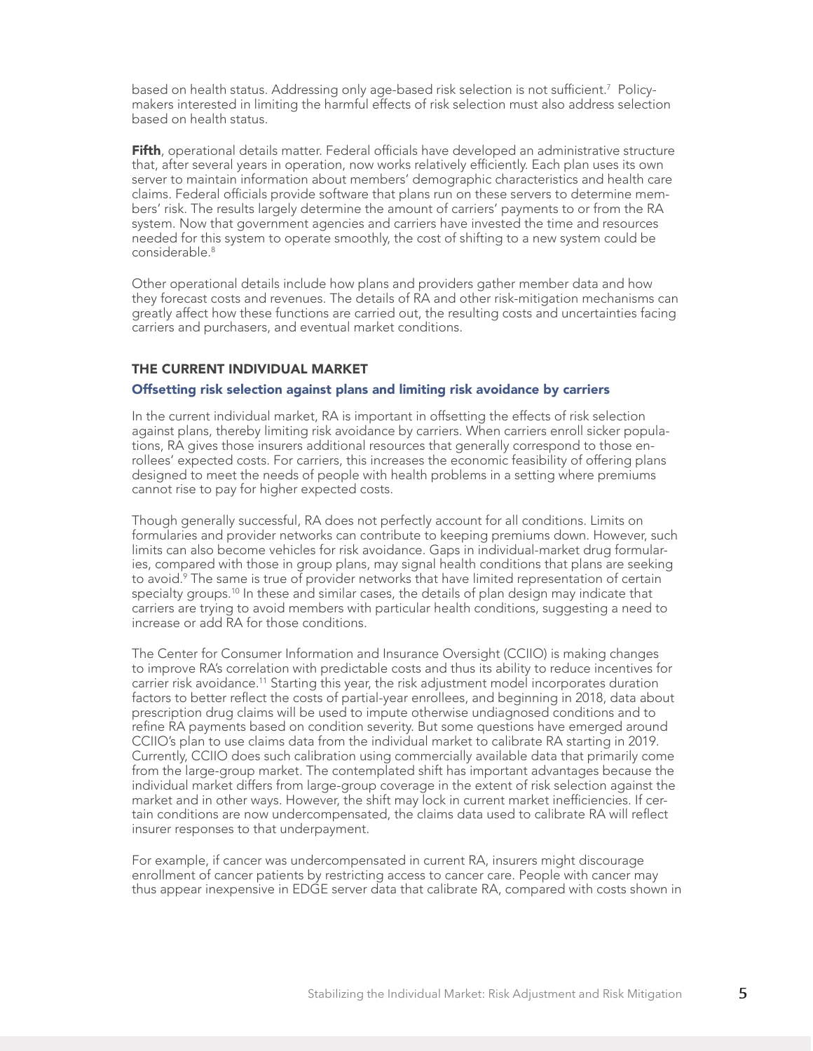based on health status. Addressing only age-based risk selection is not sufficient.[7] Policymakers interested in limiting the harmful effects of risk selection must also address selection based on health status.

**Fifth**, operational details matter. Federal officials have developed an administrative structure that, after several years in operation, now works relatively efficiently. Each plan uses its own server to maintain information about members' demographic characteristics and health care claims. Federal officials provide software that plans run on these servers to determine members' risk. The results largely determine the amount of carriers' payments to or from the RA system. Now that government agencies and carriers have invested the time and resources needed for this system to operate smoothly, the cost of shifting to a new system could be considerable.[8]

Other operational details include how plans and providers gather member data and how they forecast costs and revenues. The details of RA and other risk-mitigation mechanisms can greatly affect how these functions are carried out, the resulting costs and uncertainties facing carriers and purchasers, and eventual market conditions.

## THE CURRENT INDIVIDUAL MARKET

### Offsetting risk selection against plans and limiting risk avoidance by carriers

In the current individual market, RA is important in offsetting the effects of risk selection against plans, thereby limiting risk avoidance by carriers. When carriers enroll sicker populations, RA gives those insurers additional resources that generally correspond to those enrollees' expected costs. For carriers, this increases the economic feasibility of offering plans designed to meet the needs of people with health problems in a setting where premiums cannot rise to pay for higher expected costs.

Though generally successful, RA does not perfectly account for all conditions. Limits on formularies and provider networks can contribute to keeping premiums down. However, such limits can also become vehicles for risk avoidance. Gaps in individual-market drug formularies, compared with those in group plans, may signal health conditions that plans are seeking to avoid.[9] The same is true of provider networks that have limited representation of certain specialty groups.[10] In these and similar cases, the details of plan design may indicate that carriers are trying to avoid members with particular health conditions, suggesting a need to increase or add RA for those conditions.

The Center for Consumer Information and Insurance Oversight (CCIIO) is making changes to improve RA's correlation with predictable costs and thus its ability to reduce incentives for carrier risk avoidance.[11] Starting this year, the risk adjustment model incorporates duration factors to better reflect the costs of partial-year enrollees, and beginning in 2018, data about prescription drug claims will be used to impute otherwise undiagnosed conditions and to refine RA payments based on condition severity. But some questions have emerged around CCIIO's plan to use claims data from the individual market to calibrate RA starting in 2019. Currently, CCIIO does such calibration using commercially available data that primarily come from the large-group market. The contemplated shift has important advantages because the individual market differs from large-group coverage in the extent of risk selection against the market and in other ways. However, the shift may lock in current market inefficiencies. If certain conditions are now undercompensated, the claims data used to calibrate RA will reflect insurer responses to that underpayment.

For example, if cancer was undercompensated in current RA, insurers might discourage enrollment of cancer patients by restricting access to cancer care. People with cancer may thus appear inexpensive in EDGE server data that calibrate RA, compared with costs shown in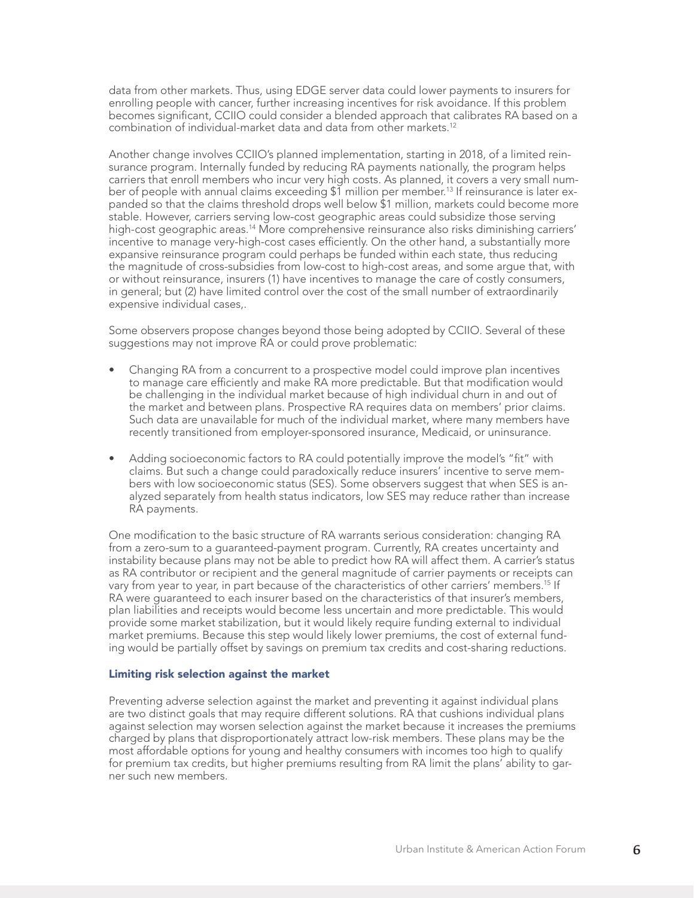data from other markets. Thus, using EDGE server data could lower payments to insurers for enrolling people with cancer, further increasing incentives for risk avoidance. If this problem becomes significant, CCIIO could consider a blended approach that calibrates RA based on a combination of individual-market data and data from other markets.[12]

Another change involves CCIIO's planned implementation, starting in 2018, of a limited reinsurance program. Internally funded by reducing RA payments nationally, the program helps carriers that enroll members who incur very high costs. As planned, it covers a very small number of people with annual claims exceeding $1 million per member.[13] If reinsurance is later expanded so that the claims threshold drops well below $1 million, markets could become more stable. However, carriers serving low-cost geographic areas could subsidize those serving high-cost geographic areas.[14] More comprehensive reinsurance also risks diminishing carriers' incentive to manage very-high-cost cases efficiently. On the other hand, a substantially more expansive reinsurance program could perhaps be funded within each state, thus reducing the magnitude of cross-subsidies from low-cost to high-cost areas, and some argue that, with or without reinsurance, insurers (1) have incentives to manage the care of costly consumers, in general; but (2) have limited control over the cost of the small number of extraordinarily expensive individual cases,.

Some observers propose changes beyond those being adopted by CCIIO. Several of these suggestions may not improve RA or could prove problematic:

- Changing RA from a concurrent to a prospective model could improve plan incentives to manage care efficiently and make RA more predictable. But that modification would be challenging in the individual market because of high individual churn in and out of the market and between plans. Prospective RA requires data on members' prior claims. Such data are unavailable for much of the individual market, where many members have recently transitioned from employer-sponsored insurance, Medicaid, or uninsurance.
- Adding socioeconomic factors to RA could potentially improve the model's "fit" with claims. But such a change could paradoxically reduce insurers' incentive to serve members with low socioeconomic status (SES). Some observers suggest that when SES is analyzed separately from health status indicators, low SES may reduce rather than increase RA payments.

One modification to the basic structure of RA warrants serious consideration: changing RA from a zero-sum to a guaranteed-payment program. Currently, RA creates uncertainty and instability because plans may not be able to predict how RA will affect them. A carrier's status as RA contributor or recipient and the general magnitude of carrier payments or receipts can vary from year to year, in part because of the characteristics of other carriers' members.[15] If RA were guaranteed to each insurer based on the characteristics of that insurer's members, plan liabilities and receipts would become less uncertain and more predictable. This would provide some market stabilization, but it would likely require funding external to individual market premiums. Because this step would likely lower premiums, the cost of external funding would be partially offset by savings on premium tax credits and cost-sharing reductions.

### Limiting risk selection against the market

Preventing adverse selection against the market and preventing it against individual plans are two distinct goals that may require different solutions. RA that cushions individual plans against selection may worsen selection against the market because it increases the premiums charged by plans that disproportionately attract low-risk members. These plans may be the most affordable options for young and healthy consumers with incomes too high to qualify for premium tax credits, but higher premiums resulting from RA limit the plans' ability to garner such new members.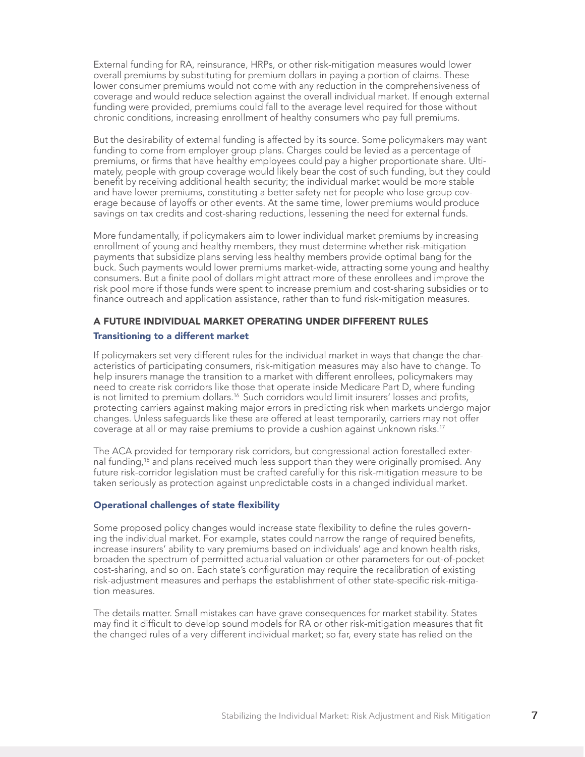External funding for RA, reinsurance, HRPs, or other risk-mitigation measures would lower overall premiums by substituting for premium dollars in paying a portion of claims. These lower consumer premiums would not come with any reduction in the comprehensiveness of coverage and would reduce selection against the overall individual market. If enough external funding were provided, premiums could fall to the average level required for those without chronic conditions, increasing enrollment of healthy consumers who pay full premiums.

But the desirability of external funding is affected by its source. Some policymakers may want funding to come from employer group plans. Charges could be levied as a percentage of premiums, or firms that have healthy employees could pay a higher proportionate share. Ultimately, people with group coverage would likely bear the cost of such funding, but they could benefit by receiving additional health security; the individual market would be more stable and have lower premiums, constituting a better safety net for people who lose group coverage because of layoffs or other events. At the same time, lower premiums would produce savings on tax credits and cost-sharing reductions, lessening the need for external funds.

More fundamentally, if policymakers aim to lower individual market premiums by increasing enrollment of young and healthy members, they must determine whether risk-mitigation payments that subsidize plans serving less healthy members provide optimal bang for the buck. Such payments would lower premiums market-wide, attracting some young and healthy consumers. But a finite pool of dollars might attract more of these enrollees and improve the risk pool more if those funds were spent to increase premium and cost-sharing subsidies or to finance outreach and application assistance, rather than to fund risk-mitigation measures.

## A FUTURE INDIVIDUAL MARKET OPERATING UNDER DIFFERENT RULES

### Transitioning to a different market

If policymakers set very different rules for the individual market in ways that change the characteristics of participating consumers, risk-mitigation measures may also have to change. To help insurers manage the transition to a market with different enrollees, policymakers may need to create risk corridors like those that operate inside Medicare Part D, where funding is not limited to premium dollars.[16] Such corridors would limit insurers' losses and profits, protecting carriers against making major errors in predicting risk when markets undergo major changes. Unless safeguards like these are offered at least temporarily, carriers may not offer coverage at all or may raise premiums to provide a cushion against unknown risks.[17]

The ACA provided for temporary risk corridors, but congressional action forestalled external funding,[18] and plans received much less support than they were originally promised. Any future risk-corridor legislation must be crafted carefully for this risk-mitigation measure to be taken seriously as protection against unpredictable costs in a changed individual market.

### Operational challenges of state flexibility

Some proposed policy changes would increase state flexibility to define the rules governing the individual market. For example, states could narrow the range of required benefits, increase insurers' ability to vary premiums based on individuals' age and known health risks, broaden the spectrum of permitted actuarial valuation or other parameters for out-of-pocket cost-sharing, and so on. Each state's configuration may require the recalibration of existing risk-adjustment measures and perhaps the establishment of other state-specific risk-mitigation measures.

The details matter. Small mistakes can have grave consequences for market stability. States may find it difficult to develop sound models for RA or other risk-mitigation measures that fit the changed rules of a very different individual market; so far, every state has relied on the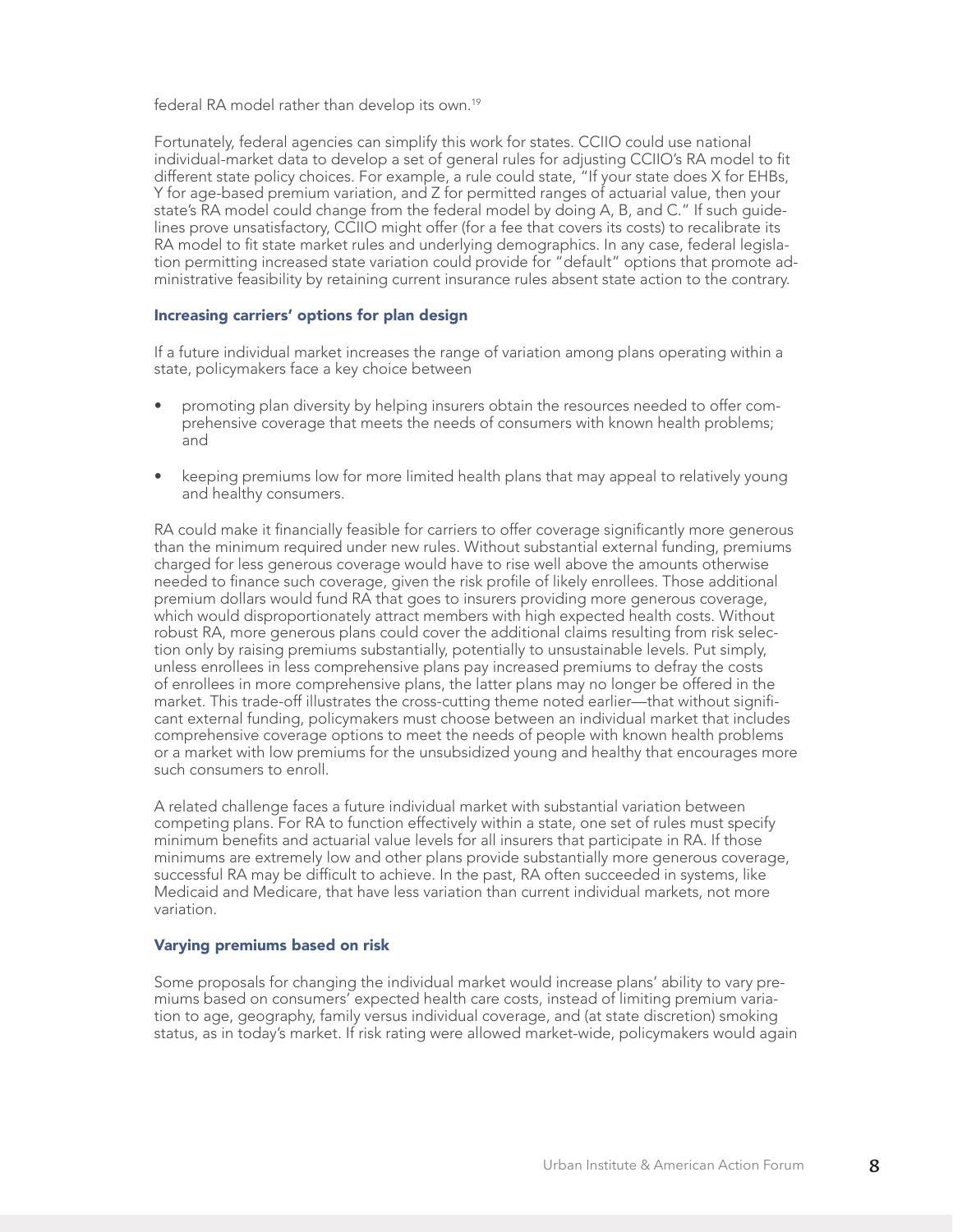federal RA model rather than develop its own.[19]

Fortunately, federal agencies can simplify this work for states. CCIIO could use national individual-market data to develop a set of general rules for adjusting CCIIO's RA model to fit different state policy choices. For example, a rule could state, "If your state does X for EHBs, Y for age-based premium variation, and Z for permitted ranges of actuarial value, then your state's RA model could change from the federal model by doing A, B, and C." If such guidelines prove unsatisfactory, CCIIO might offer (for a fee that covers its costs) to recalibrate its RA model to fit state market rules and underlying demographics. In any case, federal legislation permitting increased state variation could provide for "default" options that promote administrative feasibility by retaining current insurance rules absent state action to the contrary.

### Increasing carriers' options for plan design

If a future individual market increases the range of variation among plans operating within a state, policymakers face a key choice between

- promoting plan diversity by helping insurers obtain the resources needed to offer comprehensive coverage that meets the needs of consumers with known health problems; and
- keeping premiums low for more limited health plans that may appeal to relatively young and healthy consumers.

RA could make it financially feasible for carriers to offer coverage significantly more generous than the minimum required under new rules. Without substantial external funding, premiums charged for less generous coverage would have to rise well above the amounts otherwise needed to finance such coverage, given the risk profile of likely enrollees. Those additional premium dollars would fund RA that goes to insurers providing more generous coverage, which would disproportionately attract members with high expected health costs. Without robust RA, more generous plans could cover the additional claims resulting from risk selection only by raising premiums substantially, potentially to unsustainable levels. Put simply, unless enrollees in less comprehensive plans pay increased premiums to defray the costs of enrollees in more comprehensive plans, the latter plans may no longer be offered in the market. This trade-off illustrates the cross-cutting theme noted earlier—that without significant external funding, policymakers must choose between an individual market that includes comprehensive coverage options to meet the needs of people with known health problems or a market with low premiums for the unsubsidized young and healthy that encourages more such consumers to enroll.

A related challenge faces a future individual market with substantial variation between competing plans. For RA to function effectively within a state, one set of rules must specify minimum benefits and actuarial value levels for all insurers that participate in RA. If those minimums are extremely low and other plans provide substantially more generous coverage, successful RA may be difficult to achieve. In the past, RA often succeeded in systems, like Medicaid and Medicare, that have less variation than current individual markets, not more variation.

### Varying premiums based on risk

Some proposals for changing the individual market would increase plans' ability to vary premiums based on consumers' expected health care costs, instead of limiting premium variation to age, geography, family versus individual coverage, and (at state discretion) smoking status, as in today's market. If risk rating were allowed market-wide, policymakers would again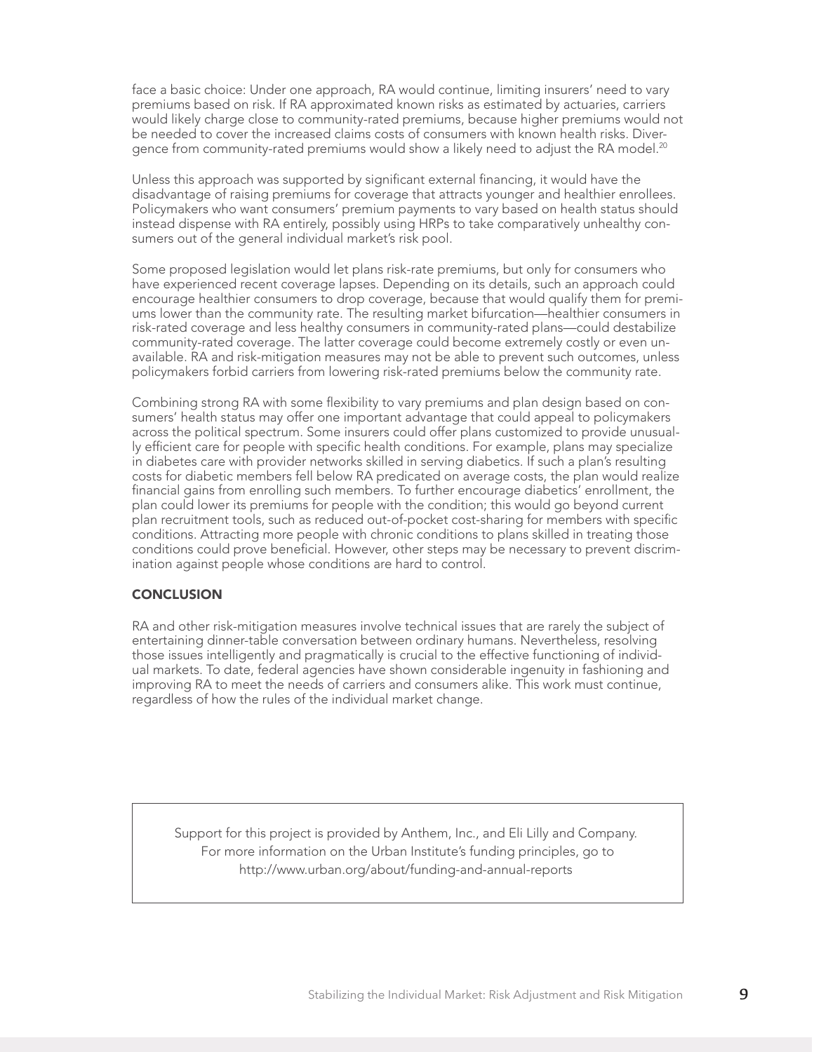face a basic choice: Under one approach, RA would continue, limiting insurers' need to vary premiums based on risk. If RA approximated known risks as estimated by actuaries, carriers would likely charge close to community-rated premiums, because higher premiums would not be needed to cover the increased claims costs of consumers with known health risks. Divergence from community-rated premiums would show a likely need to adjust the RA model.[20]

Unless this approach was supported by significant external financing, it would have the disadvantage of raising premiums for coverage that attracts younger and healthier enrollees. Policymakers who want consumers' premium payments to vary based on health status should instead dispense with RA entirely, possibly using HRPs to take comparatively unhealthy consumers out of the general individual market's risk pool.

Some proposed legislation would let plans risk-rate premiums, but only for consumers who have experienced recent coverage lapses. Depending on its details, such an approach could encourage healthier consumers to drop coverage, because that would qualify them for premiums lower than the community rate. The resulting market bifurcation—healthier consumers in risk-rated coverage and less healthy consumers in community-rated plans—could destabilize community-rated coverage. The latter coverage could become extremely costly or even unavailable. RA and risk-mitigation measures may not be able to prevent such outcomes, unless policymakers forbid carriers from lowering risk-rated premiums below the community rate.

Combining strong RA with some flexibility to vary premiums and plan design based on consumers' health status may offer one important advantage that could appeal to policymakers across the political spectrum. Some insurers could offer plans customized to provide unusually efficient care for people with specific health conditions. For example, plans may specialize in diabetes care with provider networks skilled in serving diabetics. If such a plan's resulting costs for diabetic members fell below RA predicated on average costs, the plan would realize financial gains from enrolling such members. To further encourage diabetics' enrollment, the plan could lower its premiums for people with the condition; this would go beyond current plan recruitment tools, such as reduced out-of-pocket cost-sharing for members with specific conditions. Attracting more people with chronic conditions to plans skilled in treating those conditions could prove beneficial. However, other steps may be necessary to prevent discrimination against people whose conditions are hard to control.

## CONCLUSION

RA and other risk-mitigation measures involve technical issues that are rarely the subject of entertaining dinner-table conversation between ordinary humans. Nevertheless, resolving those issues intelligently and pragmatically is crucial to the effective functioning of individual markets. To date, federal agencies have shown considerable ingenuity in fashioning and improving RA to meet the needs of carriers and consumers alike. This work must continue, regardless of how the rules of the individual market change.

Support for this project is provided by Anthem, Inc., and Eli Lilly and Company. For more information on the Urban Institute's funding principles, go to http://www.urban.org/about/funding-and-annual-reports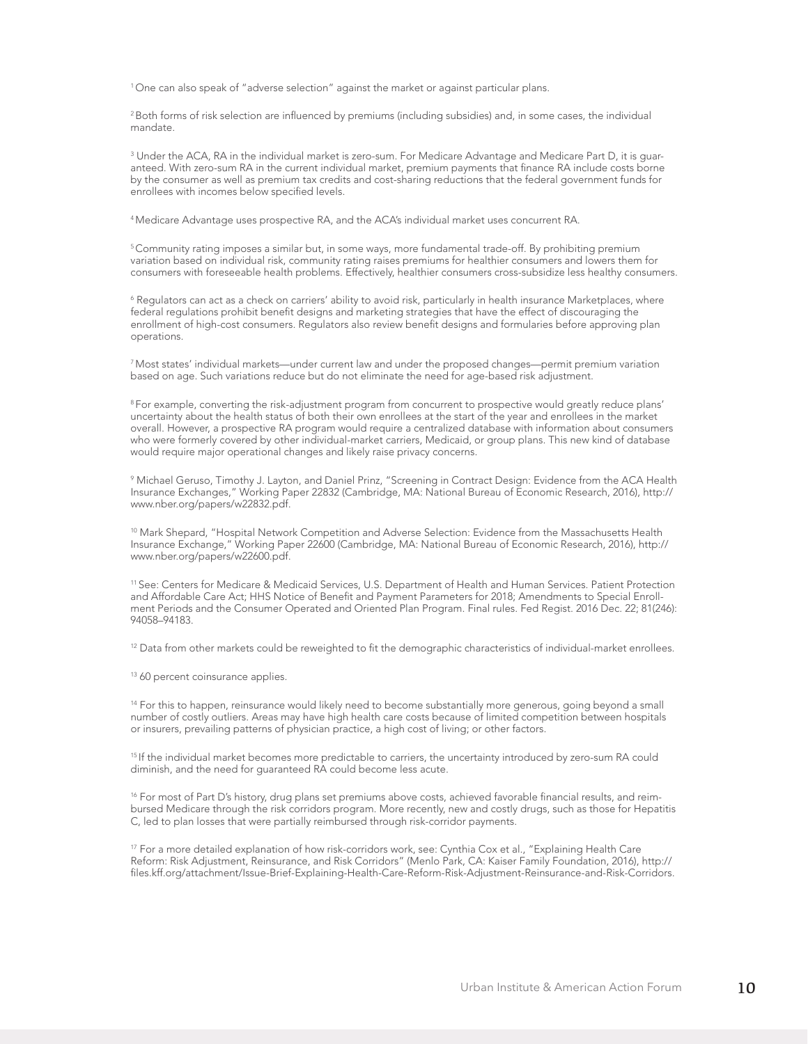[1] One can also speak of "adverse selection" against the market or against particular plans.

[2] Both forms of risk selection are influenced by premiums (including subsidies) and, in some cases, the individual mandate.

[3] Under the ACA, RA in the individual market is zero-sum. For Medicare Advantage and Medicare Part D, it is guaranteed. With zero-sum RA in the current individual market, premium payments that finance RA include costs borne by the consumer as well as premium tax credits and cost-sharing reductions that the federal government funds for enrollees with incomes below specified levels.

[4] Medicare Advantage uses prospective RA, and the ACA's individual market uses concurrent RA.

[5] Community rating imposes a similar but, in some ways, more fundamental trade-off. By prohibiting premium variation based on individual risk, community rating raises premiums for healthier consumers and lowers them for consumers with foreseeable health problems. Effectively, healthier consumers cross-subsidize less healthy consumers.

[6] Regulators can act as a check on carriers' ability to avoid risk, particularly in health insurance Marketplaces, where federal regulations prohibit benefit designs and marketing strategies that have the effect of discouraging the enrollment of high-cost consumers. Regulators also review benefit designs and formularies before approving plan operations.

[7] Most states' individual markets—under current law and under the proposed changes—permit premium variation based on age. Such variations reduce but do not eliminate the need for age-based risk adjustment.

[8] For example, converting the risk-adjustment program from concurrent to prospective would greatly reduce plans' uncertainty about the health status of both their own enrollees at the start of the year and enrollees in the market overall. However, a prospective RA program would require a centralized database with information about consumers who were formerly covered by other individual-market carriers, Medicaid, or group plans. This new kind of database would require major operational changes and likely raise privacy concerns.

[9] Michael Geruso, Timothy J. Layton, and Daniel Prinz, "Screening in Contract Design: Evidence from the ACA Health Insurance Exchanges," Working Paper 22832 (Cambridge, MA: National Bureau of Economic Research, 2016), http://www.nber.org/papers/w22832.pdf.

[10] Mark Shepard, "Hospital Network Competition and Adverse Selection: Evidence from the Massachusetts Health Insurance Exchange," Working Paper 22600 (Cambridge, MA: National Bureau of Economic Research, 2016), http://www.nber.org/papers/w22600.pdf.

[11] See: Centers for Medicare & Medicaid Services, U.S. Department of Health and Human Services. Patient Protection and Affordable Care Act; HHS Notice of Benefit and Payment Parameters for 2018; Amendments to Special Enrollment Periods and the Consumer Operated and Oriented Plan Program. Final rules. Fed Regist. 2016 Dec. 22; 81(246): 94058–94183.

[12] Data from other markets could be reweighted to fit the demographic characteristics of individual-market enrollees.

[13] 60 percent coinsurance applies.

[14] For this to happen, reinsurance would likely need to become substantially more generous, going beyond a small number of costly outliers. Areas may have high health care costs because of limited competition between hospitals or insurers, prevailing patterns of physician practice, a high cost of living; or other factors.

[15] If the individual market becomes more predictable to carriers, the uncertainty introduced by zero-sum RA could diminish, and the need for guaranteed RA could become less acute.

[16] For most of Part D's history, drug plans set premiums above costs, achieved favorable financial results, and reimbursed Medicare through the risk corridors program. More recently, new and costly drugs, such as those for Hepatitis C, led to plan losses that were partially reimbursed through risk-corridor payments.

[17] For a more detailed explanation of how risk-corridors work, see: Cynthia Cox et al., "Explaining Health Care Reform: Risk Adjustment, Reinsurance, and Risk Corridors" (Menlo Park, CA: Kaiser Family Foundation, 2016), http://files.kff.org/attachment/Issue-Brief-Explaining-Health-Care-Reform-Risk-Adjustment-Reinsurance-and-Risk-Corridors.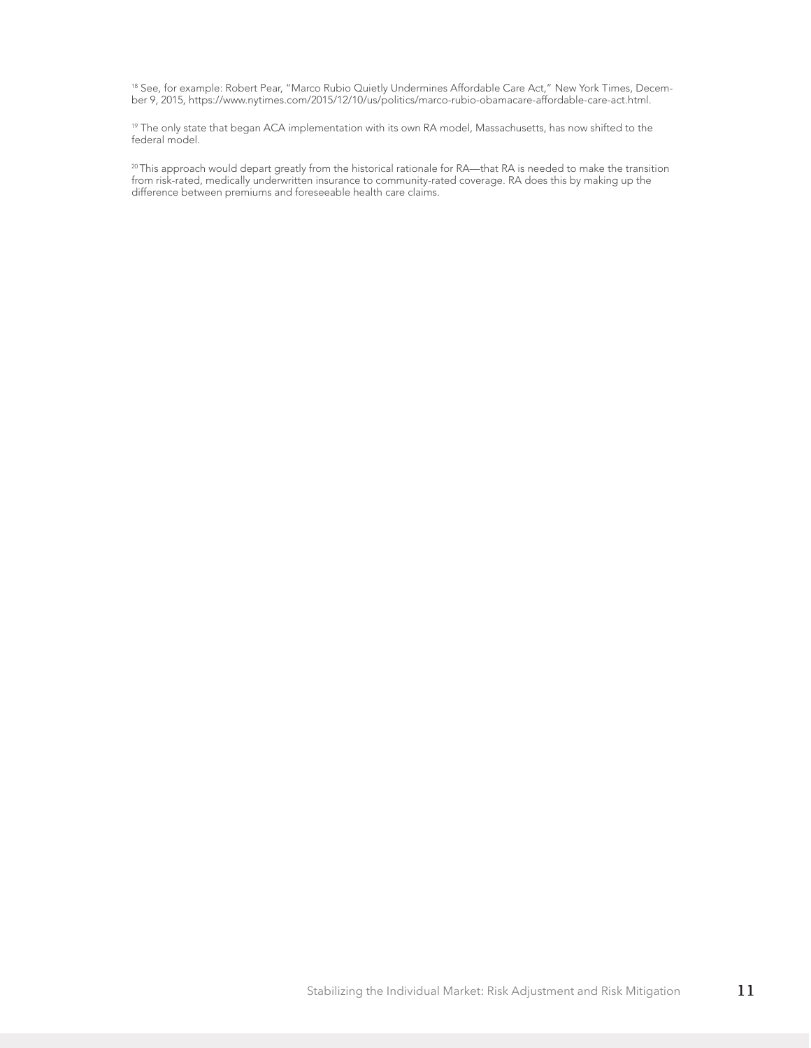[18] See, for example: Robert Pear, "Marco Rubio Quietly Undermines Affordable Care Act," New York Times, December 9, 2015, https://www.nytimes.com/2015/12/10/us/politics/marco-rubio-obamacare-affordable-care-act.html.

[19] The only state that began ACA implementation with its own RA model, Massachusetts, has now shifted to the federal model.

[20] This approach would depart greatly from the historical rationale for RA—that RA is needed to make the transition from risk-rated, medically underwritten insurance to community-rated coverage. RA does this by making up the difference between premiums and foreseeable health care claims.